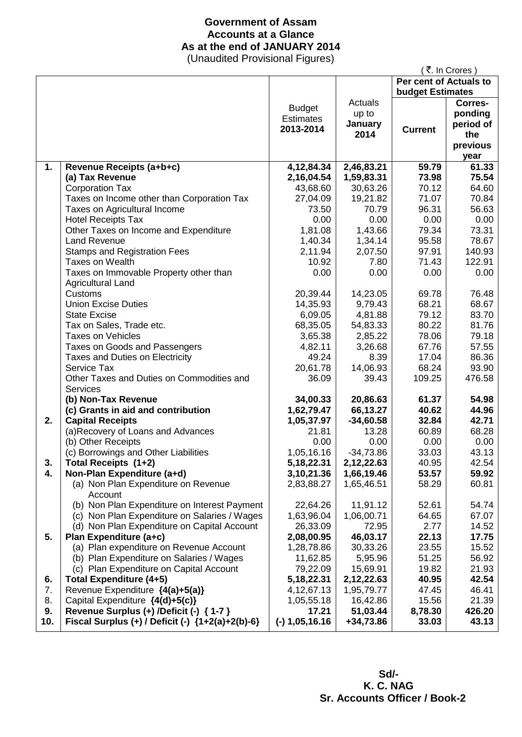# Government of Assam
## Accounts at a Glance
## As at the end of JANUARY 2014
(Unaudited Provisional Figures)

( ₹. In Crores )

| | | Budget Estimates 2013-2014 | Actuals up to January 2014 | Per cent of Actuals to budget Estimates | |
|---|---|---|---|---|---|
| | | | | Current | Corres-ponding period of the previous year |
| **1.** | **Revenue Receipts (a+b+c)** | **4,12,84.34** | **2,46,83.21** | **59.79** | **61.33** |
| | **(a) Tax Revenue** | **2,16,04.54** | **1,59,83.31** | **73.98** | **75.54** |
| | Corporation Tax | 43,68.60 | 30,63.26 | 70.12 | 64.60 |
| | Taxes on Income other than Corporation Tax | 27,04.09 | 19,21.82 | 71.07 | 70.84 |
| | Taxes on Agricultural Income | 73.50 | 70.79 | 96.31 | 56.63 |
| | Hotel Receipts Tax | 0.00 | 0.00 | 0.00 | 0.00 |
| | Other Taxes on Income and Expenditure | 1,81.08 | 1,43.66 | 79.34 | 73.31 |
| | Land Revenue | 1,40.34 | 1,34.14 | 95.58 | 78.67 |
| | Stamps and Registration Fees | 2,11.94 | 2,07.50 | 97.91 | 140.93 |
| | Taxes on Wealth | 10.92 | 7.80 | 71.43 | 122.91 |
| | Taxes on Immovable Property other than Agricultural Land | 0.00 | 0.00 | 0.00 | 0.00 |
| | Customs | 20,39.44 | 14,23.05 | 69.78 | 76.48 |
| | Union Excise Duties | 14,35.93 | 9,79.43 | 68.21 | 68.67 |
| | State Excise | 6,09.05 | 4,81.88 | 79.12 | 83.70 |
| | Tax on Sales, Trade etc. | 68,35.05 | 54,83.33 | 80.22 | 81.76 |
| | Taxes on Vehicles | 3,65.38 | 2,85.22 | 78.06 | 79.18 |
| | Taxes on Goods and Passengers | 4,82.11 | 3,26.68 | 67.76 | 57.55 |
| | Taxes and Duties on Electricity | 49.24 | 8.39 | 17.04 | 86.36 |
| | Service Tax | 20,61.78 | 14,06.93 | 68.24 | 93.90 |
| | Other Taxes and Duties on Commodities and Services | 36.09 | 39.43 | 109.25 | 476.58 |
| | **(b) Non-Tax Revenue** | **34,00.33** | **20,86.63** | **61.37** | **54.98** |
| | **(c) Grants in aid and contribution** | **1,62,79.47** | **66,13.27** | **40.62** | **44.96** |
| **2.** | **Capital Receipts** | **1,05,37.97** | **-34,60.58** | **32.84** | **42.71** |
| | (a)Recovery of Loans and Advances | 21.81 | 13.28 | 60.89 | 68.28 |
| | (b) Other Receipts | 0.00 | 0.00 | 0.00 | 0.00 |
| | (c) Borrowings and Other Liabilities | 1,05,16.16 | -34,73.86 | 33.03 | 43.13 |
| **3.** | **Total Receipts (1+2)** | **5,18,22.31** | **2,12,22.63** | **40.95** | **42.54** |
| **4.** | **Non-Plan Expenditure (a+d)** | **3,10,21.36** | **1,66,19.46** | **53.57** | **59.92** |
| | (a) Non Plan Expenditure on Revenue Account | 2,83,88.27 | 1,65,46.51 | 58.29 | 60.81 |
| | (b) Non Plan Expenditure on Interest Payment | 22,64.26 | 11,91.12 | 52.61 | 54.74 |
| | (c) Non Plan Expenditure on Salaries / Wages | 1,63,96.04 | 1,06,00.71 | 64.65 | 67.07 |
| | (d) Non Plan Expenditure on Capital Account | 26,33.09 | 72.95 | 2.77 | 14.52 |
| **5.** | **Plan Expenditure (a+c)** | **2,08,00.95** | **46,03.17** | **22.13** | **17.75** |
| | (a) Plan expenditure on Revenue Account | 1,28,78.86 | 30,33.26 | 23.55 | 15.52 |
| | (b) Plan Expenditure on Salaries / Wages | 11,62.85 | 5,95.96 | 51.25 | 56.92 |
| | (c) Plan Expenditure on Capital Account | 79,22.09 | 15,69.91 | 19.82 | 21.93 |
| **6.** | **Total Expenditure (4+5)** | **5,18,22.31** | **2,12,22.63** | **40.95** | **42.54** |
| 7. | Revenue Expenditure **{4(a)+5(a)}** | 4,12,67.13 | 1,95,79.77 | 47.45 | 46.41 |
| 8. | Capital Expenditure **{4(d)+5(c)}** | 1,05,55.18 | 16,42.86 | 15.56 | 21.39 |
| **9.** | **Revenue Surplus (+) /Deficit (-) { 1-7 }** | **17.21** | **51,03.44** | **8,78.30** | **426.20** |
| **10.** | **Fiscal Surplus (+) / Deficit (-) {1+2(a)+2(b)-6}** | **(-) 1,05,16.16** | **+34,73.86** | **33.03** | **43.13** |

**Sd/-**
**K. C. NAG**
**Sr. Accounts Officer / Book-2**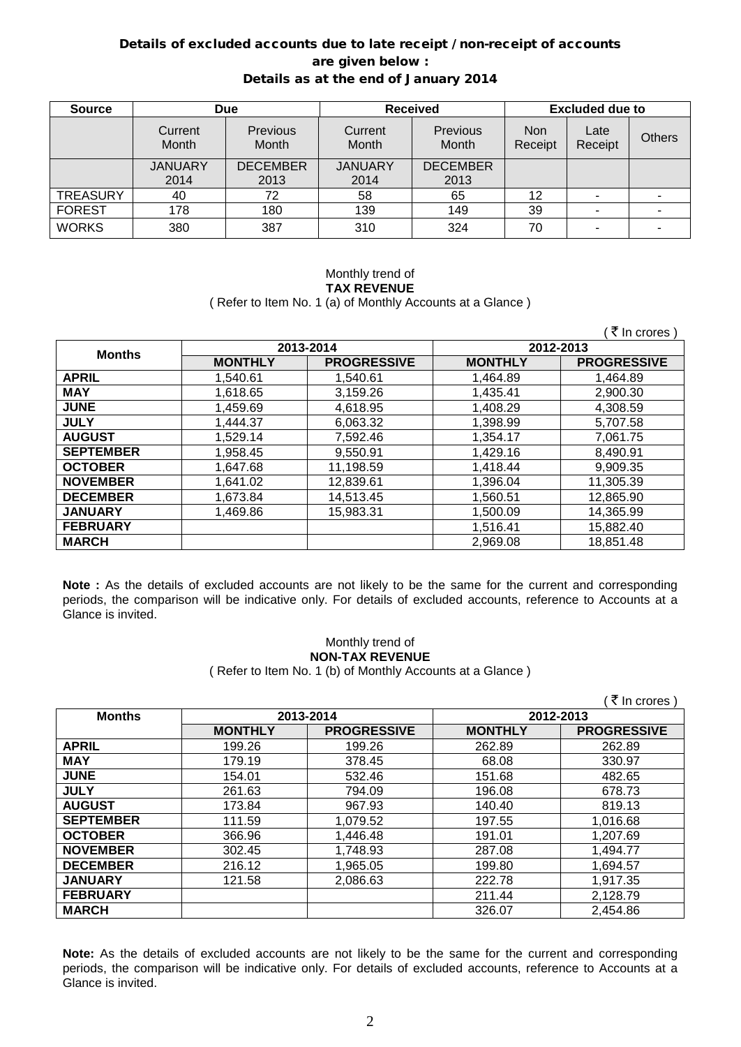## Details of excluded accounts due to late receipt / non-receipt of accounts are given below :

### Details as at the end of January 2014

| Source | Due | | Received | | Excluded due to | | |
|---|---|---|---|---|---|---|---|
| | Current Month | Previous Month | Current Month | Previous Month | Non Receipt | Late Receipt | Others |
| | JANUARY 2014 | DECEMBER 2013 | JANUARY 2014 | DECEMBER 2013 | | | |
| TREASURY | 40 | 72 | 58 | 65 | 12 | - | - |
| FOREST | 178 | 180 | 139 | 149 | 39 | - | - |
| WORKS | 380 | 387 | 310 | 324 | 70 | - | - |

Monthly trend of

**TAX REVENUE**

( Refer to Item No. 1 (a) of Monthly Accounts at a Glance )

( ₹ In crores )

| Months | 2013-2014 | | 2012-2013 | |
|---|---|---|---|---|
| | **MONTHLY** | **PROGRESSIVE** | **MONTHLY** | **PROGRESSIVE** |
| **APRIL** | 1,540.61 | 1,540.61 | 1,464.89 | 1,464.89 |
| **MAY** | 1,618.65 | 3,159.26 | 1,435.41 | 2,900.30 |
| **JUNE** | 1,459.69 | 4,618.95 | 1,408.29 | 4,308.59 |
| **JULY** | 1,444.37 | 6,063.32 | 1,398.99 | 5,707.58 |
| **AUGUST** | 1,529.14 | 7,592.46 | 1,354.17 | 7,061.75 |
| **SEPTEMBER** | 1,958.45 | 9,550.91 | 1,429.16 | 8,490.91 |
| **OCTOBER** | 1,647.68 | 11,198.59 | 1,418.44 | 9,909.35 |
| **NOVEMBER** | 1,641.02 | 12,839.61 | 1,396.04 | 11,305.39 |
| **DECEMBER** | 1,673.84 | 14,513.45 | 1,560.51 | 12,865.90 |
| **JANUARY** | 1,469.86 | 15,983.31 | 1,500.09 | 14,365.99 |
| **FEBRUARY** | | | 1,516.41 | 15,882.40 |
| **MARCH** | | | 2,969.08 | 18,851.48 |

**Note :** As the details of excluded accounts are not likely to be the same for the current and corresponding periods, the comparison will be indicative only. For details of excluded accounts, reference to Accounts at a Glance is invited.

Monthly trend of

**NON-TAX REVENUE**

( Refer to Item No. 1 (b) of Monthly Accounts at a Glance )

( ₹ In crores )

| Months | 2013-2014 | | 2012-2013 | |
|---|---|---|---|---|
| | **MONTHLY** | **PROGRESSIVE** | **MONTHLY** | **PROGRESSIVE** |
| **APRIL** | 199.26 | 199.26 | 262.89 | 262.89 |
| **MAY** | 179.19 | 378.45 | 68.08 | 330.97 |
| **JUNE** | 154.01 | 532.46 | 151.68 | 482.65 |
| **JULY** | 261.63 | 794.09 | 196.08 | 678.73 |
| **AUGUST** | 173.84 | 967.93 | 140.40 | 819.13 |
| **SEPTEMBER** | 111.59 | 1,079.52 | 197.55 | 1,016.68 |
| **OCTOBER** | 366.96 | 1,446.48 | 191.01 | 1,207.69 |
| **NOVEMBER** | 302.45 | 1,748.93 | 287.08 | 1,494.77 |
| **DECEMBER** | 216.12 | 1,965.05 | 199.80 | 1,694.57 |
| **JANUARY** | 121.58 | 2,086.63 | 222.78 | 1,917.35 |
| **FEBRUARY** | | | 211.44 | 2,128.79 |
| **MARCH** | | | 326.07 | 2,454.86 |

**Note:** As the details of excluded accounts are not likely to be the same for the current and corresponding periods, the comparison will be indicative only. For details of excluded accounts, reference to Accounts at a Glance is invited.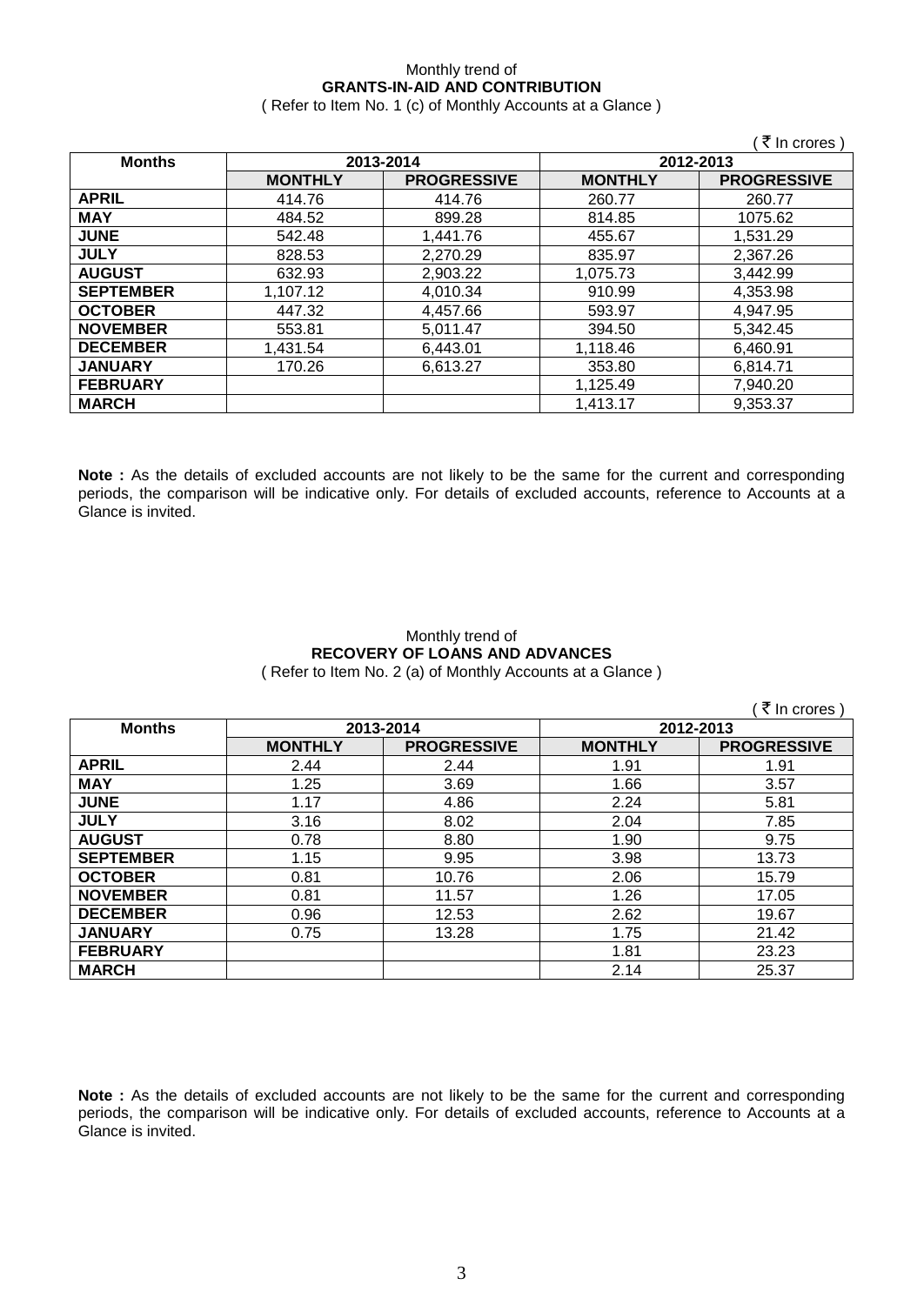Monthly trend of

**GRANTS-IN-AID AND CONTRIBUTION**

( Refer to Item No. 1 (c) of Monthly Accounts at a Glance )

( ₹ In crores )

| Months | 2013-2014 | | 2012-2013 | |
|---|---|---|---|---|
| | MONTHLY | PROGRESSIVE | MONTHLY | PROGRESSIVE |
| APRIL | 414.76 | 414.76 | 260.77 | 260.77 |
| MAY | 484.52 | 899.28 | 814.85 | 1075.62 |
| JUNE | 542.48 | 1,441.76 | 455.67 | 1,531.29 |
| JULY | 828.53 | 2,270.29 | 835.97 | 2,367.26 |
| AUGUST | 632.93 | 2,903.22 | 1,075.73 | 3,442.99 |
| SEPTEMBER | 1,107.12 | 4,010.34 | 910.99 | 4,353.98 |
| OCTOBER | 447.32 | 4,457.66 | 593.97 | 4,947.95 |
| NOVEMBER | 553.81 | 5,011.47 | 394.50 | 5,342.45 |
| DECEMBER | 1,431.54 | 6,443.01 | 1,118.46 | 6,460.91 |
| JANUARY | 170.26 | 6,613.27 | 353.80 | 6,814.71 |
| FEBRUARY | | | 1,125.49 | 7,940.20 |
| MARCH | | | 1,413.17 | 9,353.37 |

**Note :** As the details of excluded accounts are not likely to be the same for the current and corresponding periods, the comparison will be indicative only. For details of excluded accounts, reference to Accounts at a Glance is invited.

Monthly trend of

**RECOVERY OF LOANS AND ADVANCES**

( Refer to Item No. 2 (a) of Monthly Accounts at a Glance )

( ₹ In crores )

| Months | 2013-2014 | | 2012-2013 | |
|---|---|---|---|---|
| | MONTHLY | PROGRESSIVE | MONTHLY | PROGRESSIVE |
| APRIL | 2.44 | 2.44 | 1.91 | 1.91 |
| MAY | 1.25 | 3.69 | 1.66 | 3.57 |
| JUNE | 1.17 | 4.86 | 2.24 | 5.81 |
| JULY | 3.16 | 8.02 | 2.04 | 7.85 |
| AUGUST | 0.78 | 8.80 | 1.90 | 9.75 |
| SEPTEMBER | 1.15 | 9.95 | 3.98 | 13.73 |
| OCTOBER | 0.81 | 10.76 | 2.06 | 15.79 |
| NOVEMBER | 0.81 | 11.57 | 1.26 | 17.05 |
| DECEMBER | 0.96 | 12.53 | 2.62 | 19.67 |
| JANUARY | 0.75 | 13.28 | 1.75 | 21.42 |
| FEBRUARY | | | 1.81 | 23.23 |
| MARCH | | | 2.14 | 25.37 |

**Note :** As the details of excluded accounts are not likely to be the same for the current and corresponding periods, the comparison will be indicative only. For details of excluded accounts, reference to Accounts at a Glance is invited.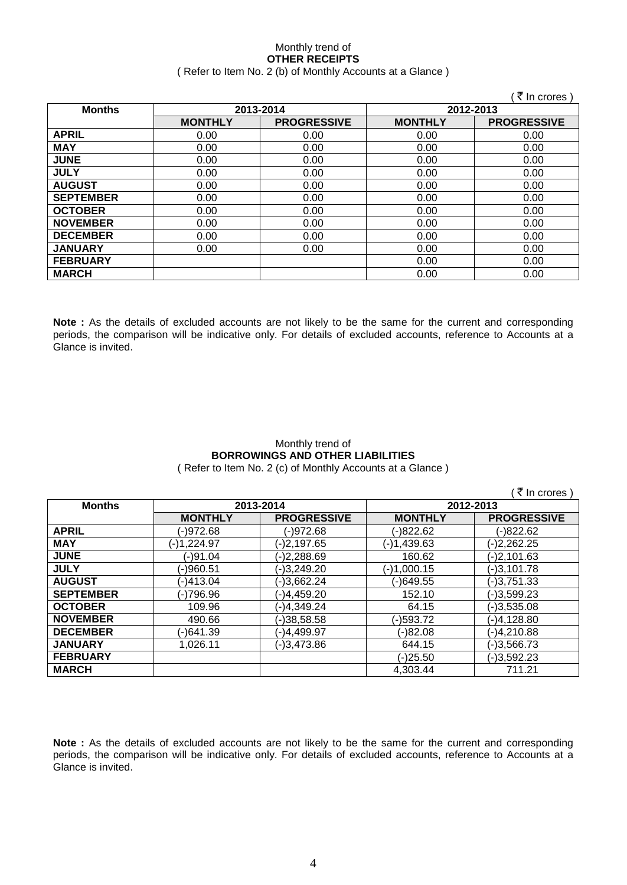Monthly trend of
**OTHER RECEIPTS**
( Refer to Item No. 2 (b) of Monthly Accounts at a Glance )

( ₹ In crores )

| Months | 2013-2014 | | 2012-2013 | |
|---|---|---|---|---|
| | **MONTHLY** | **PROGRESSIVE** | **MONTHLY** | **PROGRESSIVE** |
| **APRIL** | 0.00 | 0.00 | 0.00 | 0.00 |
| **MAY** | 0.00 | 0.00 | 0.00 | 0.00 |
| **JUNE** | 0.00 | 0.00 | 0.00 | 0.00 |
| **JULY** | 0.00 | 0.00 | 0.00 | 0.00 |
| **AUGUST** | 0.00 | 0.00 | 0.00 | 0.00 |
| **SEPTEMBER** | 0.00 | 0.00 | 0.00 | 0.00 |
| **OCTOBER** | 0.00 | 0.00 | 0.00 | 0.00 |
| **NOVEMBER** | 0.00 | 0.00 | 0.00 | 0.00 |
| **DECEMBER** | 0.00 | 0.00 | 0.00 | 0.00 |
| **JANUARY** | 0.00 | 0.00 | 0.00 | 0.00 |
| **FEBRUARY** | | | 0.00 | 0.00 |
| **MARCH** | | | 0.00 | 0.00 |

**Note :** As the details of excluded accounts are not likely to be the same for the current and corresponding periods, the comparison will be indicative only. For details of excluded accounts, reference to Accounts at a Glance is invited.

Monthly trend of
**BORROWINGS AND OTHER LIABILITIES**
( Refer to Item No. 2 (c) of Monthly Accounts at a Glance )

( ₹ In crores )

| Months | 2013-2014 | | 2012-2013 | |
|---|---|---|---|---|
| | **MONTHLY** | **PROGRESSIVE** | **MONTHLY** | **PROGRESSIVE** |
| **APRIL** | (-)972.68 | (-)972.68 | (-)822.62 | (-)822.62 |
| **MAY** | (-)1,224.97 | (-)2,197.65 | (-)1,439.63 | (-)2,262.25 |
| **JUNE** | (-)91.04 | (-)2,288.69 | 160.62 | (-)2,101.63 |
| **JULY** | (-)960.51 | (-)3,249.20 | (-)1,000.15 | (-)3,101.78 |
| **AUGUST** | (-)413.04 | (-)3,662.24 | (-)649.55 | (-)3,751.33 |
| **SEPTEMBER** | (-)796.96 | (-)4,459.20 | 152.10 | (-)3,599.23 |
| **OCTOBER** | 109.96 | (-)4,349.24 | 64.15 | (-)3,535.08 |
| **NOVEMBER** | 490.66 | (-)38,58.58 | (-)593.72 | (-)4,128.80 |
| **DECEMBER** | (-)641.39 | (-)4,499.97 | (-)82.08 | (-)4,210.88 |
| **JANUARY** | 1,026.11 | (-)3,473.86 | 644.15 | (-)3,566.73 |
| **FEBRUARY** | | | (-)25.50 | (-)3,592.23 |
| **MARCH** | | | 4,303.44 | 711.21 |

**Note :** As the details of excluded accounts are not likely to be the same for the current and corresponding periods, the comparison will be indicative only. For details of excluded accounts, reference to Accounts at a Glance is invited.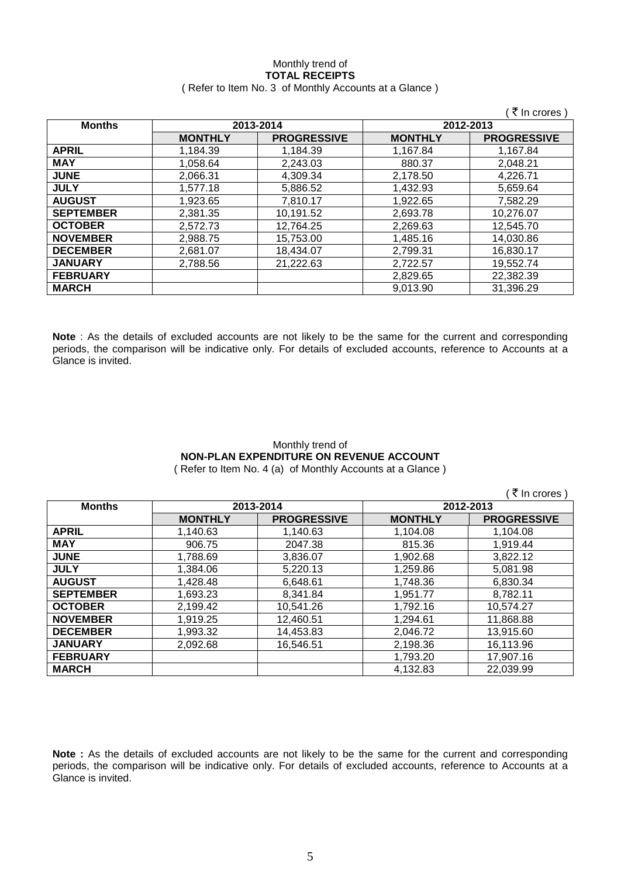Monthly trend of
**TOTAL RECEIPTS**
( Refer to Item No. 3 of Monthly Accounts at a Glance )

( ₹ In crores )

| Months | 2013-2014 | | 2012-2013 | |
|---|---|---|---|---|
| | **MONTHLY** | **PROGRESSIVE** | **MONTHLY** | **PROGRESSIVE** |
| **APRIL** | 1,184.39 | 1,184.39 | 1,167.84 | 1,167.84 |
| **MAY** | 1,058.64 | 2,243.03 | 880.37 | 2,048.21 |
| **JUNE** | 2,066.31 | 4,309.34 | 2,178.50 | 4,226.71 |
| **JULY** | 1,577.18 | 5,886.52 | 1,432.93 | 5,659.64 |
| **AUGUST** | 1,923.65 | 7,810.17 | 1,922.65 | 7,582.29 |
| **SEPTEMBER** | 2,381.35 | 10,191.52 | 2,693.78 | 10,276.07 |
| **OCTOBER** | 2,572.73 | 12,764.25 | 2,269.63 | 12,545.70 |
| **NOVEMBER** | 2,988.75 | 15,753.00 | 1,485.16 | 14,030.86 |
| **DECEMBER** | 2,681.07 | 18,434.07 | 2,799.31 | 16,830.17 |
| **JANUARY** | 2,788.56 | 21,222.63 | 2,722.57 | 19,552.74 |
| **FEBRUARY** | | | 2,829.65 | 22,382.39 |
| **MARCH** | | | 9,013.90 | 31,396.29 |

**Note** : As the details of excluded accounts are not likely to be the same for the current and corresponding periods, the comparison will be indicative only. For details of excluded accounts, reference to Accounts at a Glance is invited.

Monthly trend of
**NON-PLAN EXPENDITURE ON REVENUE ACCOUNT**
( Refer to Item No. 4 (a) of Monthly Accounts at a Glance )

( ₹ In crores )

| Months | 2013-2014 | | 2012-2013 | |
|---|---|---|---|---|
| | **MONTHLY** | **PROGRESSIVE** | **MONTHLY** | **PROGRESSIVE** |
| **APRIL** | 1,140.63 | 1,140.63 | 1,104.08 | 1,104.08 |
| **MAY** | 906.75 | 2047.38 | 815.36 | 1,919.44 |
| **JUNE** | 1,788.69 | 3,836.07 | 1,902.68 | 3,822.12 |
| **JULY** | 1,384.06 | 5,220.13 | 1,259.86 | 5,081.98 |
| **AUGUST** | 1,428.48 | 6,648.61 | 1,748.36 | 6,830.34 |
| **SEPTEMBER** | 1,693.23 | 8,341.84 | 1,951.77 | 8,782.11 |
| **OCTOBER** | 2,199.42 | 10,541.26 | 1,792.16 | 10,574.27 |
| **NOVEMBER** | 1,919.25 | 12,460.51 | 1,294.61 | 11,868.88 |
| **DECEMBER** | 1,993.32 | 14,453.83 | 2,046.72 | 13,915.60 |
| **JANUARY** | 2,092.68 | 16,546.51 | 2,198.36 | 16,113.96 |
| **FEBRUARY** | | | 1,793.20 | 17,907.16 |
| **MARCH** | | | 4,132.83 | 22,039.99 |

**Note :** As the details of excluded accounts are not likely to be the same for the current and corresponding periods, the comparison will be indicative only. For details of excluded accounts, reference to Accounts at a Glance is invited.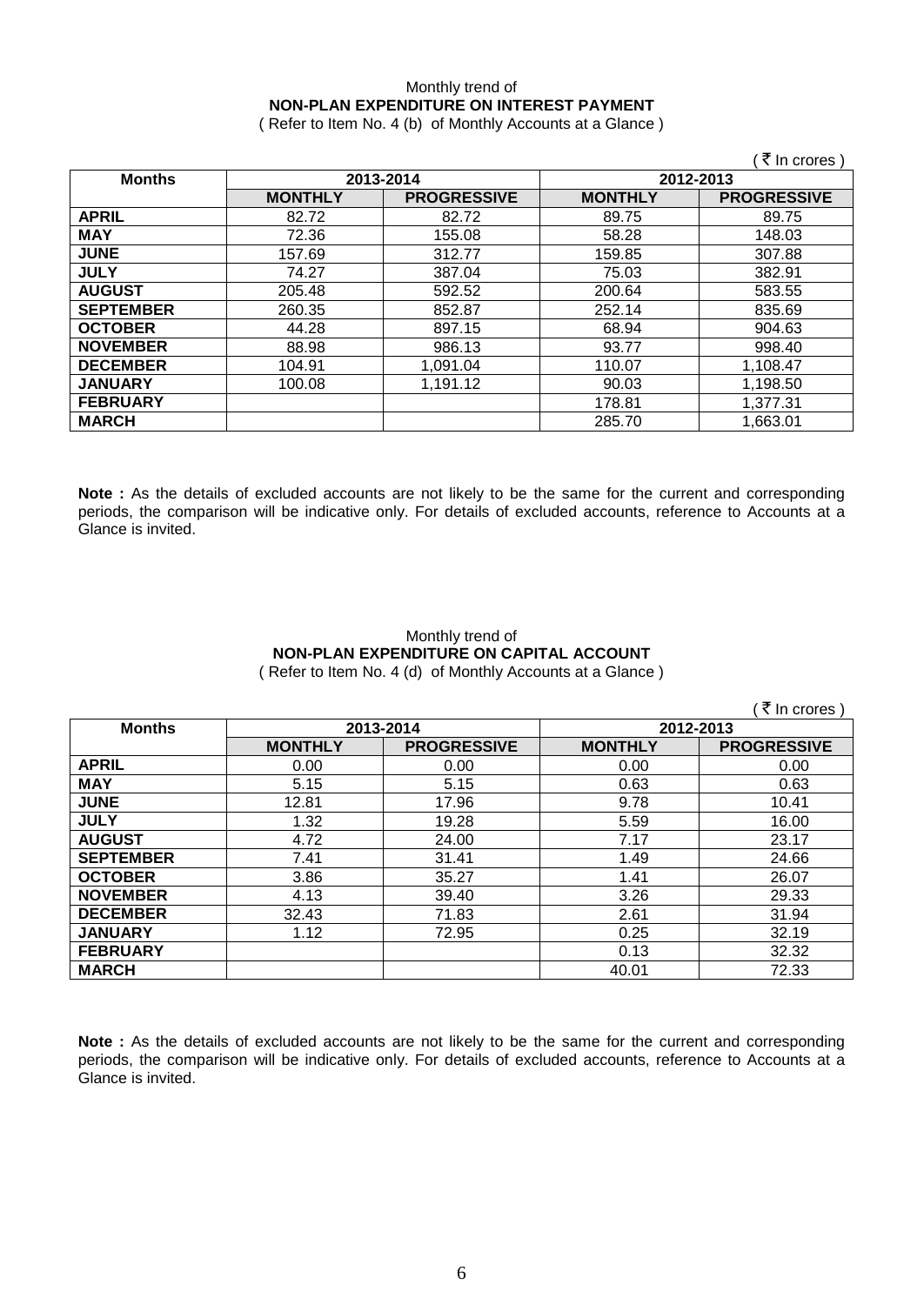Monthly trend of

**NON-PLAN EXPENDITURE ON INTEREST PAYMENT**

( Refer to Item No. 4 (b) of Monthly Accounts at a Glance )

( ₹ In crores )

| Months | 2013-2014 | | 2012-2013 | |
|---|---|---|---|---|
| | **MONTHLY** | **PROGRESSIVE** | **MONTHLY** | **PROGRESSIVE** |
| **APRIL** | 82.72 | 82.72 | 89.75 | 89.75 |
| **MAY** | 72.36 | 155.08 | 58.28 | 148.03 |
| **JUNE** | 157.69 | 312.77 | 159.85 | 307.88 |
| **JULY** | 74.27 | 387.04 | 75.03 | 382.91 |
| **AUGUST** | 205.48 | 592.52 | 200.64 | 583.55 |
| **SEPTEMBER** | 260.35 | 852.87 | 252.14 | 835.69 |
| **OCTOBER** | 44.28 | 897.15 | 68.94 | 904.63 |
| **NOVEMBER** | 88.98 | 986.13 | 93.77 | 998.40 |
| **DECEMBER** | 104.91 | 1,091.04 | 110.07 | 1,108.47 |
| **JANUARY** | 100.08 | 1,191.12 | 90.03 | 1,198.50 |
| **FEBRUARY** | | | 178.81 | 1,377.31 |
| **MARCH** | | | 285.70 | 1,663.01 |

**Note :** As the details of excluded accounts are not likely to be the same for the current and corresponding periods, the comparison will be indicative only. For details of excluded accounts, reference to Accounts at a Glance is invited.

Monthly trend of

**NON-PLAN EXPENDITURE ON CAPITAL ACCOUNT**

( Refer to Item No. 4 (d) of Monthly Accounts at a Glance )

( ₹ In crores )

| Months | 2013-2014 | | 2012-2013 | |
|---|---|---|---|---|
| | **MONTHLY** | **PROGRESSIVE** | **MONTHLY** | **PROGRESSIVE** |
| **APRIL** | 0.00 | 0.00 | 0.00 | 0.00 |
| **MAY** | 5.15 | 5.15 | 0.63 | 0.63 |
| **JUNE** | 12.81 | 17.96 | 9.78 | 10.41 |
| **JULY** | 1.32 | 19.28 | 5.59 | 16.00 |
| **AUGUST** | 4.72 | 24.00 | 7.17 | 23.17 |
| **SEPTEMBER** | 7.41 | 31.41 | 1.49 | 24.66 |
| **OCTOBER** | 3.86 | 35.27 | 1.41 | 26.07 |
| **NOVEMBER** | 4.13 | 39.40 | 3.26 | 29.33 |
| **DECEMBER** | 32.43 | 71.83 | 2.61 | 31.94 |
| **JANUARY** | 1.12 | 72.95 | 0.25 | 32.19 |
| **FEBRUARY** | | | 0.13 | 32.32 |
| **MARCH** | | | 40.01 | 72.33 |

**Note :** As the details of excluded accounts are not likely to be the same for the current and corresponding periods, the comparison will be indicative only. For details of excluded accounts, reference to Accounts at a Glance is invited.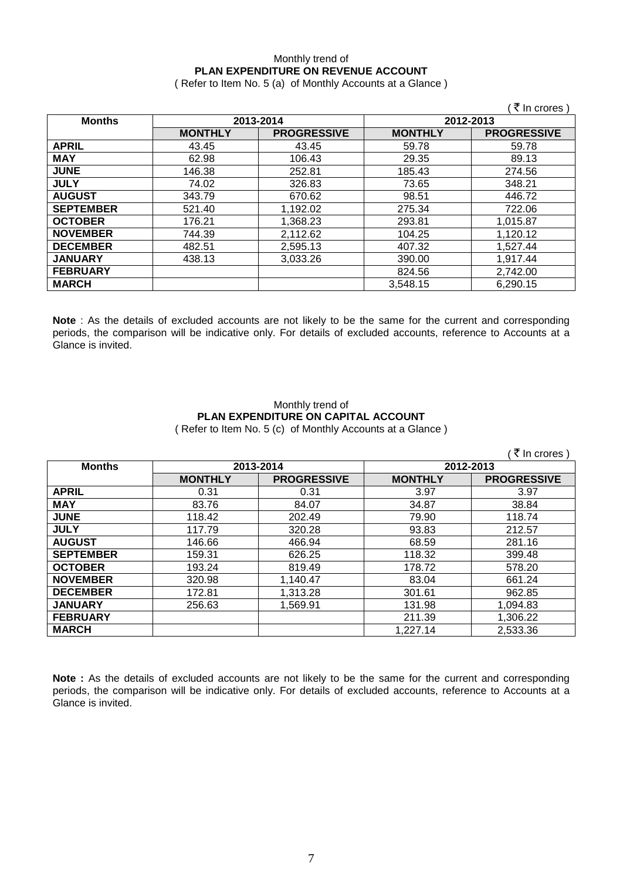Monthly trend of
**PLAN EXPENDITURE ON REVENUE ACCOUNT**
( Refer to Item No. 5 (a) of Monthly Accounts at a Glance )

( ₹ In crores )

| Months | 2013-2014 | | 2012-2013 | |
|---|---|---|---|---|
| | **MONTHLY** | **PROGRESSIVE** | **MONTHLY** | **PROGRESSIVE** |
| **APRIL** | 43.45 | 43.45 | 59.78 | 59.78 |
| **MAY** | 62.98 | 106.43 | 29.35 | 89.13 |
| **JUNE** | 146.38 | 252.81 | 185.43 | 274.56 |
| **JULY** | 74.02 | 326.83 | 73.65 | 348.21 |
| **AUGUST** | 343.79 | 670.62 | 98.51 | 446.72 |
| **SEPTEMBER** | 521.40 | 1,192.02 | 275.34 | 722.06 |
| **OCTOBER** | 176.21 | 1,368.23 | 293.81 | 1,015.87 |
| **NOVEMBER** | 744.39 | 2,112.62 | 104.25 | 1,120.12 |
| **DECEMBER** | 482.51 | 2,595.13 | 407.32 | 1,527.44 |
| **JANUARY** | 438.13 | 3,033.26 | 390.00 | 1,917.44 |
| **FEBRUARY** | | | 824.56 | 2,742.00 |
| **MARCH** | | | 3,548.15 | 6,290.15 |

**Note** : As the details of excluded accounts are not likely to be the same for the current and corresponding periods, the comparison will be indicative only. For details of excluded accounts, reference to Accounts at a Glance is invited.

Monthly trend of
**PLAN EXPENDITURE ON CAPITAL ACCOUNT**
( Refer to Item No. 5 (c) of Monthly Accounts at a Glance )

( ₹ In crores )

| Months | 2013-2014 | | 2012-2013 | |
|---|---|---|---|---|
| | **MONTHLY** | **PROGRESSIVE** | **MONTHLY** | **PROGRESSIVE** |
| **APRIL** | 0.31 | 0.31 | 3.97 | 3.97 |
| **MAY** | 83.76 | 84.07 | 34.87 | 38.84 |
| **JUNE** | 118.42 | 202.49 | 79.90 | 118.74 |
| **JULY** | 117.79 | 320.28 | 93.83 | 212.57 |
| **AUGUST** | 146.66 | 466.94 | 68.59 | 281.16 |
| **SEPTEMBER** | 159.31 | 626.25 | 118.32 | 399.48 |
| **OCTOBER** | 193.24 | 819.49 | 178.72 | 578.20 |
| **NOVEMBER** | 320.98 | 1,140.47 | 83.04 | 661.24 |
| **DECEMBER** | 172.81 | 1,313.28 | 301.61 | 962.85 |
| **JANUARY** | 256.63 | 1,569.91 | 131.98 | 1,094.83 |
| **FEBRUARY** | | | 211.39 | 1,306.22 |
| **MARCH** | | | 1,227.14 | 2,533.36 |

**Note :** As the details of excluded accounts are not likely to be the same for the current and corresponding periods, the comparison will be indicative only. For details of excluded accounts, reference to Accounts at a Glance is invited.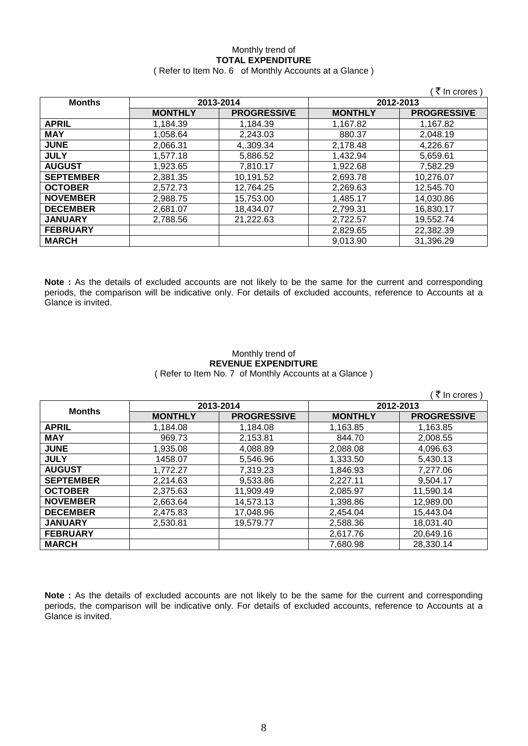Monthly trend of

**TOTAL EXPENDITURE**

( Refer to Item No. 6 of Monthly Accounts at a Glance )

( ₹ In crores )

| Months | 2013-2014 | | 2012-2013 | |
|---|---|---|---|---|
| | MONTHLY | PROGRESSIVE | MONTHLY | PROGRESSIVE |
| **APRIL** | 1,184.39 | 1,184.39 | 1,167.82 | 1,167.82 |
| **MAY** | 1,058.64 | 2,243.03 | 880.37 | 2,048.19 |
| **JUNE** | 2,066.31 | 4,.309.34 | 2,178.48 | 4,226.67 |
| **JULY** | 1,577.18 | 5,886.52 | 1,432.94 | 5,659.61 |
| **AUGUST** | 1,923.65 | 7,810.17 | 1,922.68 | 7,582.29 |
| **SEPTEMBER** | 2,381.35 | 10,191.52 | 2,693.78 | 10,276.07 |
| **OCTOBER** | 2,572.73 | 12,764.25 | 2,269.63 | 12,545.70 |
| **NOVEMBER** | 2,988.75 | 15,753.00 | 1,485.17 | 14,030.86 |
| **DECEMBER** | 2,681.07 | 18,434.07 | 2,799.31 | 16,830.17 |
| **JANUARY** | 2,788.56 | 21,222.63 | 2,722.57 | 19,552.74 |
| **FEBRUARY** | | | 2,829.65 | 22,382.39 |
| **MARCH** | | | 9,013.90 | 31,396.29 |

**Note :** As the details of excluded accounts are not likely to be the same for the current and corresponding periods, the comparison will be indicative only. For details of excluded accounts, reference to Accounts at a Glance is invited.

Monthly trend of

**REVENUE EXPENDITURE**

( Refer to Item No. 7 of Monthly Accounts at a Glance )

( ₹ In crores )

| Months | 2013-2014 | | 2012-2013 | |
|---|---|---|---|---|
| | MONTHLY | PROGRESSIVE | MONTHLY | PROGRESSIVE |
| **APRIL** | 1,184.08 | 1,184.08 | 1,163.85 | 1,163.85 |
| **MAY** | 969.73 | 2,153.81 | 844.70 | 2,008.55 |
| **JUNE** | 1,935.08 | 4,088.89 | 2,088.08 | 4,096.63 |
| **JULY** | 1458.07 | 5,546.96 | 1,333.50 | 5,430.13 |
| **AUGUST** | 1,772.27 | 7,319.23 | 1,846.93 | 7,277.06 |
| **SEPTEMBER** | 2,214.63 | 9,533.86 | 2,227.11 | 9,504.17 |
| **OCTOBER** | 2,375.63 | 11,909.49 | 2,085.97 | 11,590.14 |
| **NOVEMBER** | 2,663.64 | 14,573.13 | 1,398.86 | 12,989.00 |
| **DECEMBER** | 2,475.83 | 17,048.96 | 2,454.04 | 15,443.04 |
| **JANUARY** | 2,530.81 | 19,579.77 | 2,588.36 | 18,031.40 |
| **FEBRUARY** | | | 2,617.76 | 20,649.16 |
| **MARCH** | | | 7,680.98 | 28,330.14 |

**Note :** As the details of excluded accounts are not likely to be the same for the current and corresponding periods, the comparison will be indicative only. For details of excluded accounts, reference to Accounts at a Glance is invited.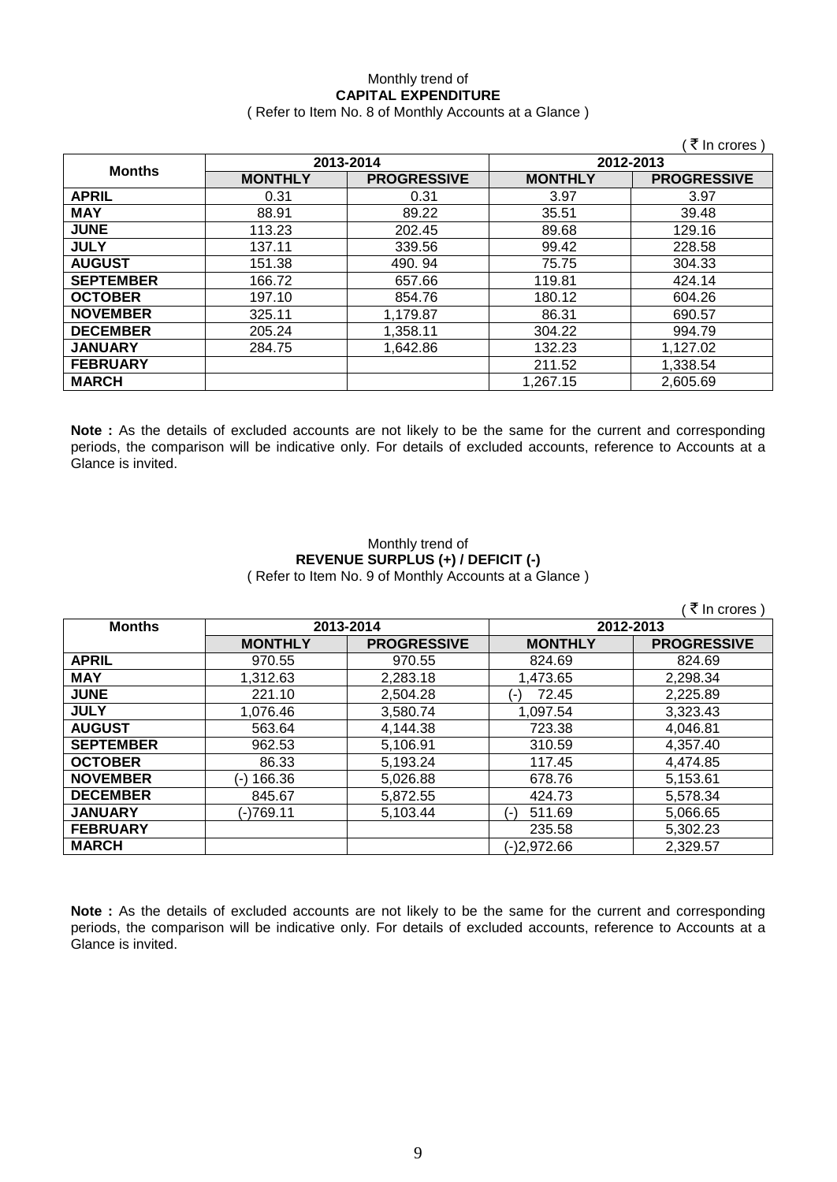Monthly trend of

**CAPITAL EXPENDITURE**

( Refer to Item No. 8 of Monthly Accounts at a Glance )

( ₹ In crores )

| Months | 2013-2014 | | 2012-2013 | |
|---|---|---|---|---|
| | **MONTHLY** | **PROGRESSIVE** | **MONTHLY** | **PROGRESSIVE** |
| **APRIL** | 0.31 | 0.31 | 3.97 | 3.97 |
| **MAY** | 88.91 | 89.22 | 35.51 | 39.48 |
| **JUNE** | 113.23 | 202.45 | 89.68 | 129.16 |
| **JULY** | 137.11 | 339.56 | 99.42 | 228.58 |
| **AUGUST** | 151.38 | 490. 94 | 75.75 | 304.33 |
| **SEPTEMBER** | 166.72 | 657.66 | 119.81 | 424.14 |
| **OCTOBER** | 197.10 | 854.76 | 180.12 | 604.26 |
| **NOVEMBER** | 325.11 | 1,179.87 | 86.31 | 690.57 |
| **DECEMBER** | 205.24 | 1,358.11 | 304.22 | 994.79 |
| **JANUARY** | 284.75 | 1,642.86 | 132.23 | 1,127.02 |
| **FEBRUARY** | | | 211.52 | 1,338.54 |
| **MARCH** | | | 1,267.15 | 2,605.69 |

**Note :** As the details of excluded accounts are not likely to be the same for the current and corresponding periods, the comparison will be indicative only. For details of excluded accounts, reference to Accounts at a Glance is invited.

Monthly trend of

**REVENUE SURPLUS (+) / DEFICIT (-)**

( Refer to Item No. 9 of Monthly Accounts at a Glance )

( ₹ In crores )

| Months | 2013-2014 | | 2012-2013 | |
|---|---|---|---|---|
| | **MONTHLY** | **PROGRESSIVE** | **MONTHLY** | **PROGRESSIVE** |
| **APRIL** | 970.55 | 970.55 | 824.69 | 824.69 |
| **MAY** | 1,312.63 | 2,283.18 | 1,473.65 | 2,298.34 |
| **JUNE** | 221.10 | 2,504.28 | (-) 72.45 | 2,225.89 |
| **JULY** | 1,076.46 | 3,580.74 | 1,097.54 | 3,323.43 |
| **AUGUST** | 563.64 | 4,144.38 | 723.38 | 4,046.81 |
| **SEPTEMBER** | 962.53 | 5,106.91 | 310.59 | 4,357.40 |
| **OCTOBER** | 86.33 | 5,193.24 | 117.45 | 4,474.85 |
| **NOVEMBER** | (-) 166.36 | 5,026.88 | 678.76 | 5,153.61 |
| **DECEMBER** | 845.67 | 5,872.55 | 424.73 | 5,578.34 |
| **JANUARY** | (-)769.11 | 5,103.44 | (-) 511.69 | 5,066.65 |
| **FEBRUARY** | | | 235.58 | 5,302.23 |
| **MARCH** | | | (-)2,972.66 | 2,329.57 |

**Note :** As the details of excluded accounts are not likely to be the same for the current and corresponding periods, the comparison will be indicative only. For details of excluded accounts, reference to Accounts at a Glance is invited.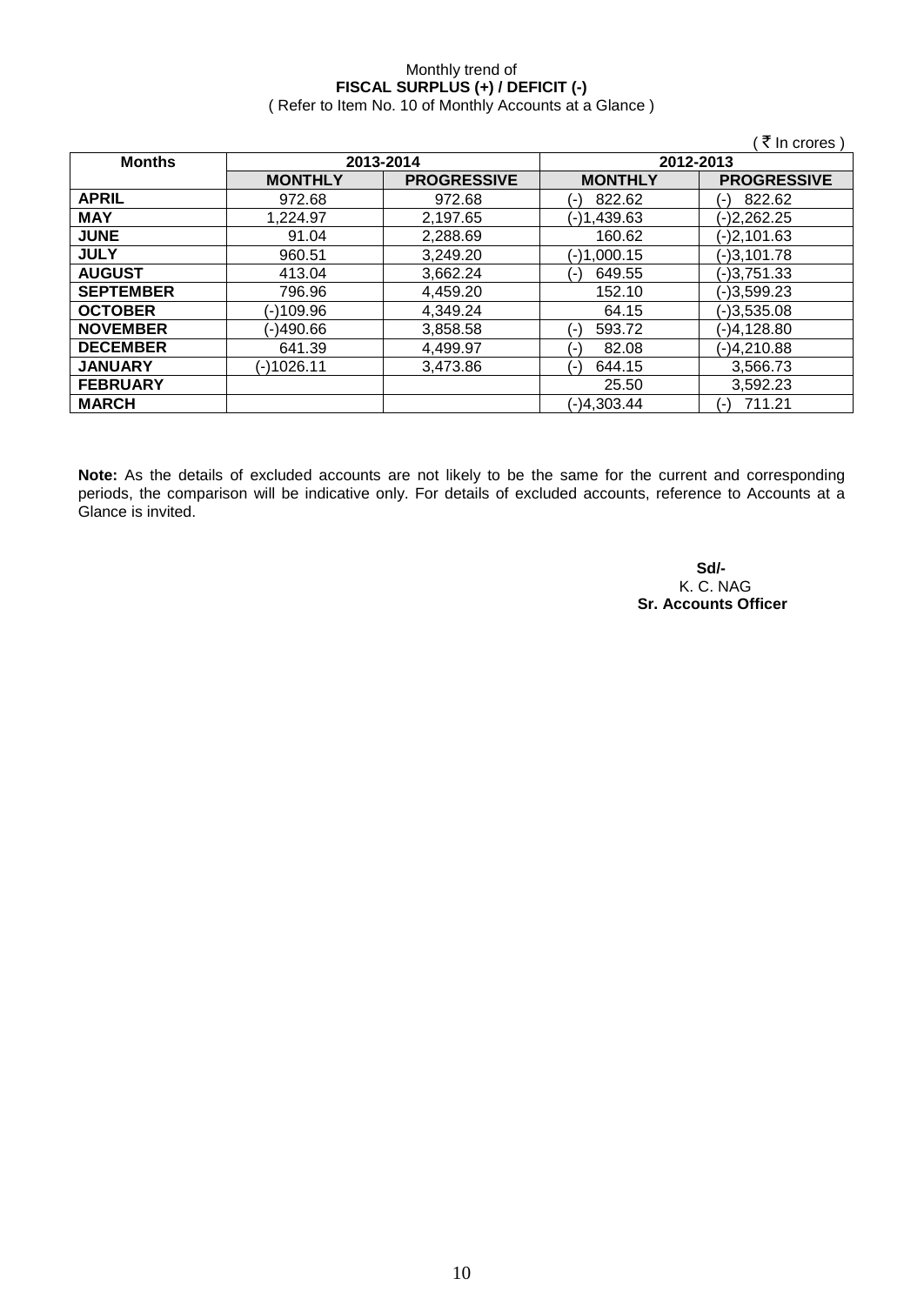Monthly trend of

**FISCAL SURPLUS (+) / DEFICIT (-)**

( Refer to Item No. 10 of Monthly Accounts at a Glance )

( ₹ In crores )

| Months | 2013-2014 | | 2012-2013 | |
|---|---|---|---|---|
| | **MONTHLY** | **PROGRESSIVE** | **MONTHLY** | **PROGRESSIVE** |
| **APRIL** | 972.68 | 972.68 | (-) 822.62 | (-) 822.62 |
| **MAY** | 1,224.97 | 2,197.65 | (-)1,439.63 | (-)2,262.25 |
| **JUNE** | 91.04 | 2,288.69 | 160.62 | (-)2,101.63 |
| **JULY** | 960.51 | 3,249.20 | (-)1,000.15 | (-)3,101.78 |
| **AUGUST** | 413.04 | 3,662.24 | (-) 649.55 | (-)3,751.33 |
| **SEPTEMBER** | 796.96 | 4,459.20 | 152.10 | (-)3,599.23 |
| **OCTOBER** | (-)109.96 | 4,349.24 | 64.15 | (-)3,535.08 |
| **NOVEMBER** | (-)490.66 | 3,858.58 | (-) 593.72 | (-)4,128.80 |
| **DECEMBER** | 641.39 | 4,499.97 | (-) 82.08 | (-)4,210.88 |
| **JANUARY** | (-)1026.11 | 3,473.86 | (-) 644.15 | 3,566.73 |
| **FEBRUARY** | | | 25.50 | 3,592.23 |
| **MARCH** | | | (-)4,303.44 | (-) 711.21 |

**Note:** As the details of excluded accounts are not likely to be the same for the current and corresponding periods, the comparison will be indicative only. For details of excluded accounts, reference to Accounts at a Glance is invited.

**Sd/-**
K. C. NAG
**Sr. Accounts Officer**